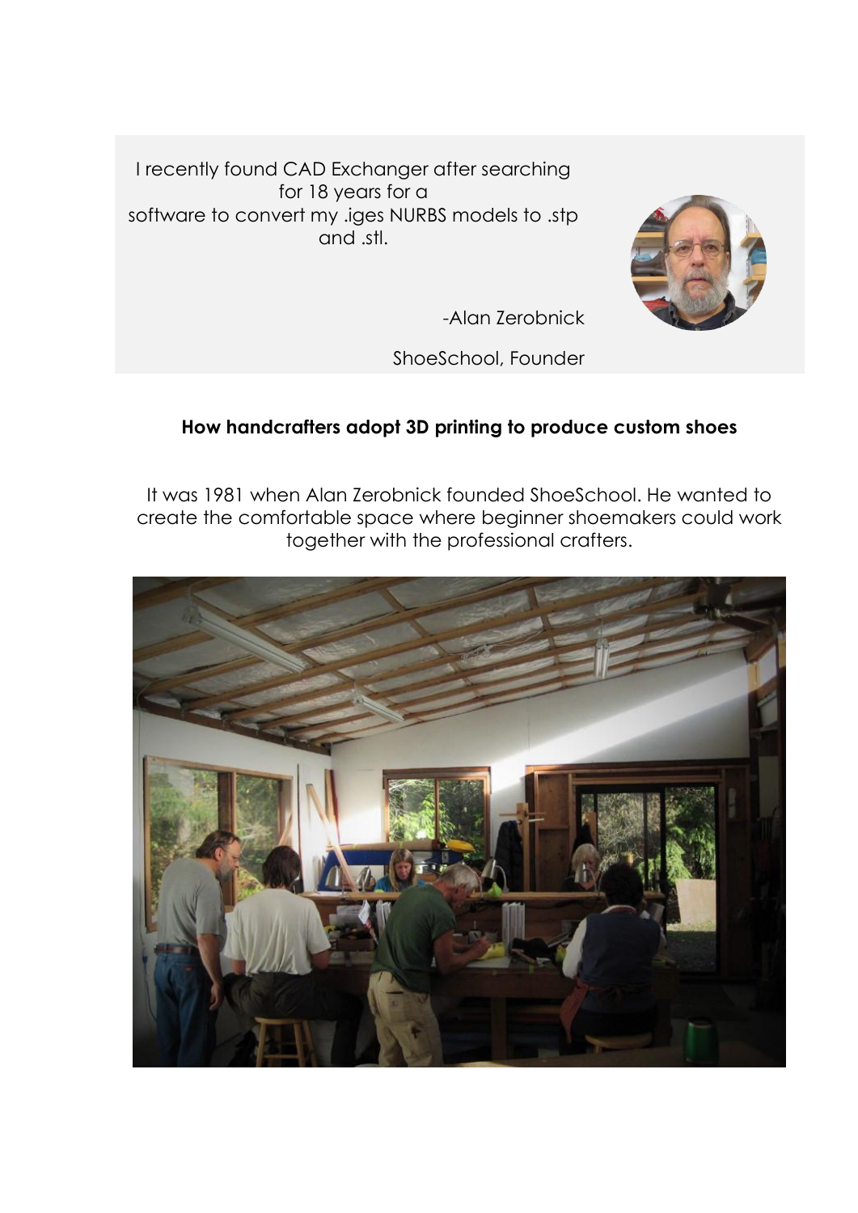I recently found CAD Exchanger after searching for 18 years for a software to convert my .iges NURBS models to .stp and .stl.

-Alan Zerobnick

ShoeSchool, Founder

**How handcrafters adopt 3D printing to produce custom shoes**

It was 1981 when Alan Zerobnick founded ShoeSchool. He wanted to create the comfortable space where beginner shoemakers could work together with the professional crafters.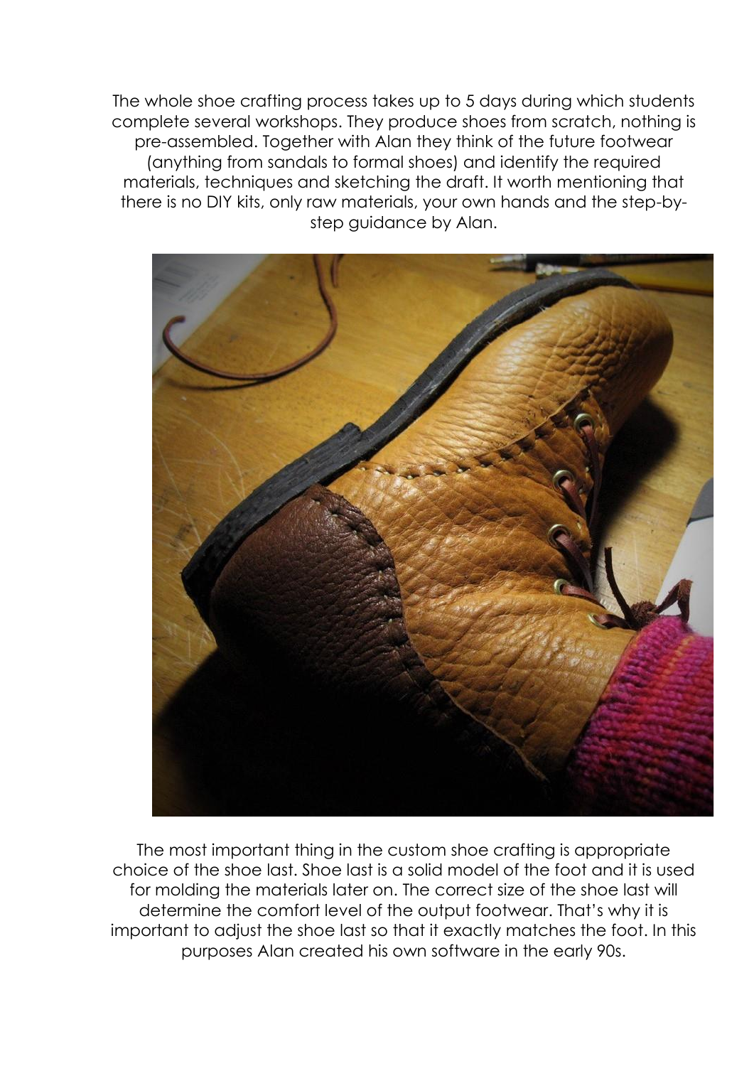The whole shoe crafting process takes up to 5 days during which students complete several workshops. They produce shoes from scratch, nothing is pre-assembled. Together with Alan they think of the future footwear (anything from sandals to formal shoes) and identify the required materials, techniques and sketching the draft. It worth mentioning that there is no DIY kits, only raw materials, your own hands and the step-by-step guidance by Alan.

The most important thing in the custom shoe crafting is appropriate choice of the shoe last. Shoe last is a solid model of the foot and it is used for molding the materials later on. The correct size of the shoe last will determine the comfort level of the output footwear. That's why it is important to adjust the shoe last so that it exactly matches the foot. In this purposes Alan created his own software in the early 90s.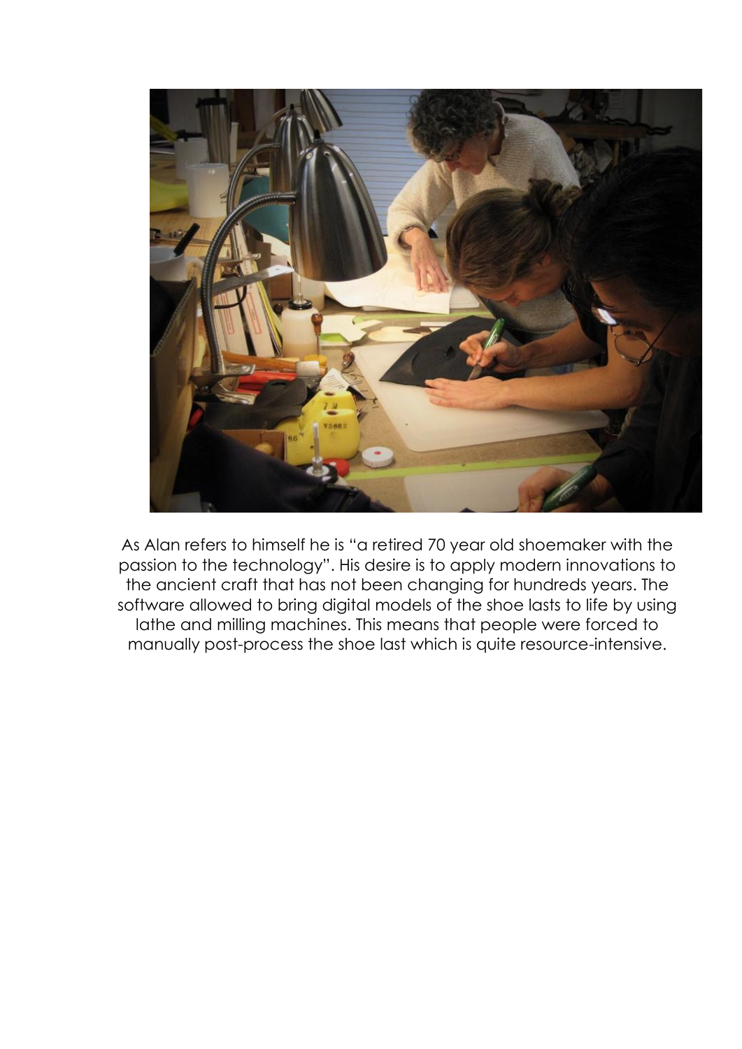As Alan refers to himself he is “a retired 70 year old shoemaker with the passion to the technology”. His desire is to apply modern innovations to the ancient craft that has not been changing for hundreds years. The software allowed to bring digital models of the shoe lasts to life by using lathe and milling machines. This means that people were forced to manually post-process the shoe last which is quite resource-intensive.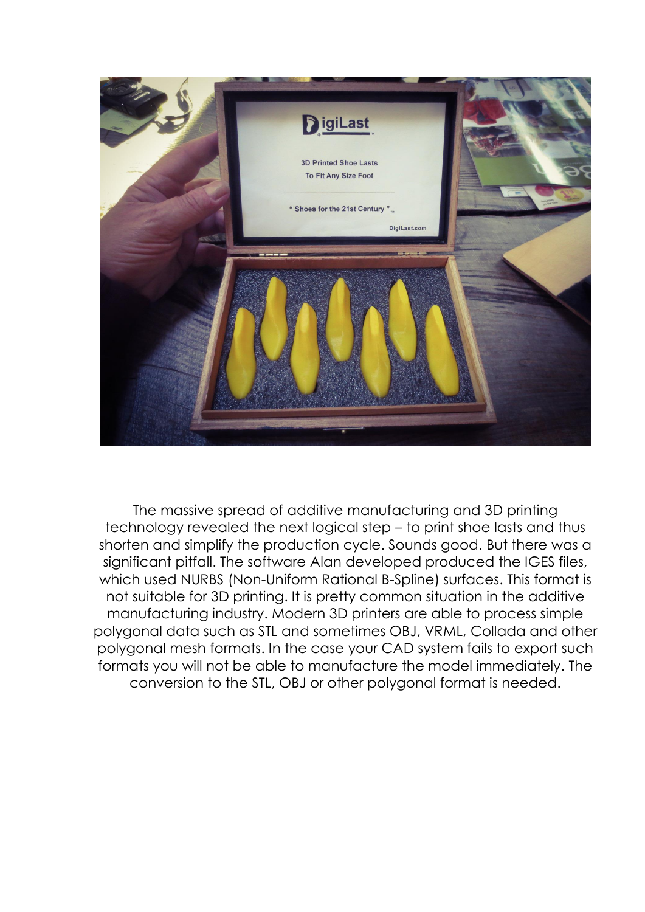The massive spread of additive manufacturing and 3D printing technology revealed the next logical step – to print shoe lasts and thus shorten and simplify the production cycle. Sounds good. But there was a significant pitfall. The software Alan developed produced the IGES files, which used NURBS (Non-Uniform Rational B-Spline) surfaces. This format is not suitable for 3D printing. It is pretty common situation in the additive manufacturing industry. Modern 3D printers are able to process simple polygonal data such as STL and sometimes OBJ, VRML, Collada and other polygonal mesh formats. In the case your CAD system fails to export such formats you will not be able to manufacture the model immediately. The conversion to the STL, OBJ or other polygonal format is needed.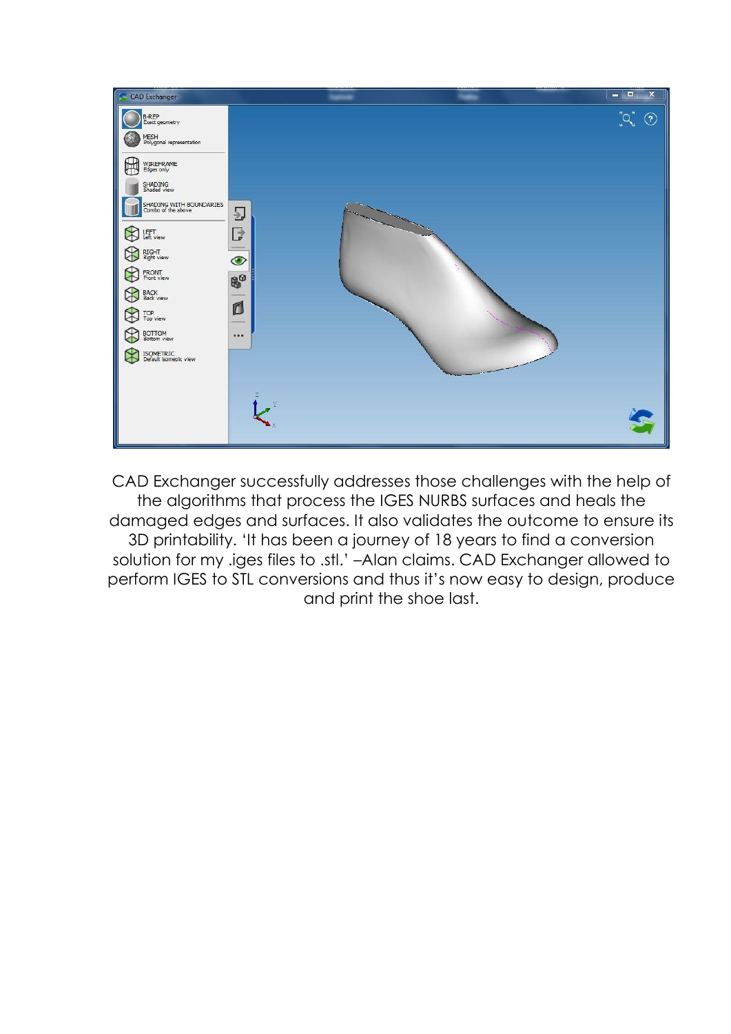CAD Exchanger successfully addresses those challenges with the help of the algorithms that process the IGES NURBS surfaces and heals the damaged edges and surfaces. It also validates the outcome to ensure its 3D printability. 'It has been a journey of 18 years to find a conversion solution for my .iges files to .stl.' –Alan claims. CAD Exchanger allowed to perform IGES to STL conversions and thus it's now easy to design, produce and print the shoe last.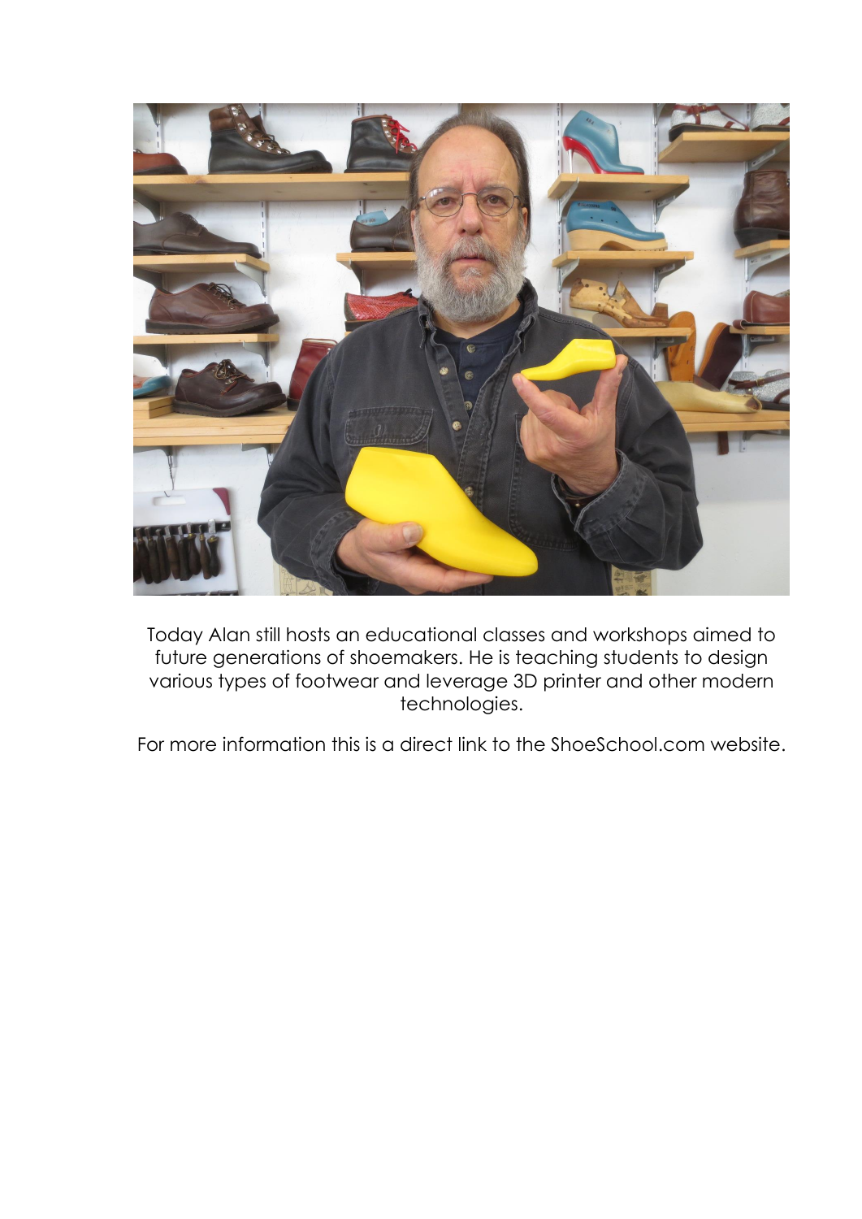Today Alan still hosts an educational classes and workshops aimed to future generations of shoemakers. He is teaching students to design various types of footwear and leverage 3D printer and other modern technologies.

For more information this is a direct link to the ShoeSchool.com website.